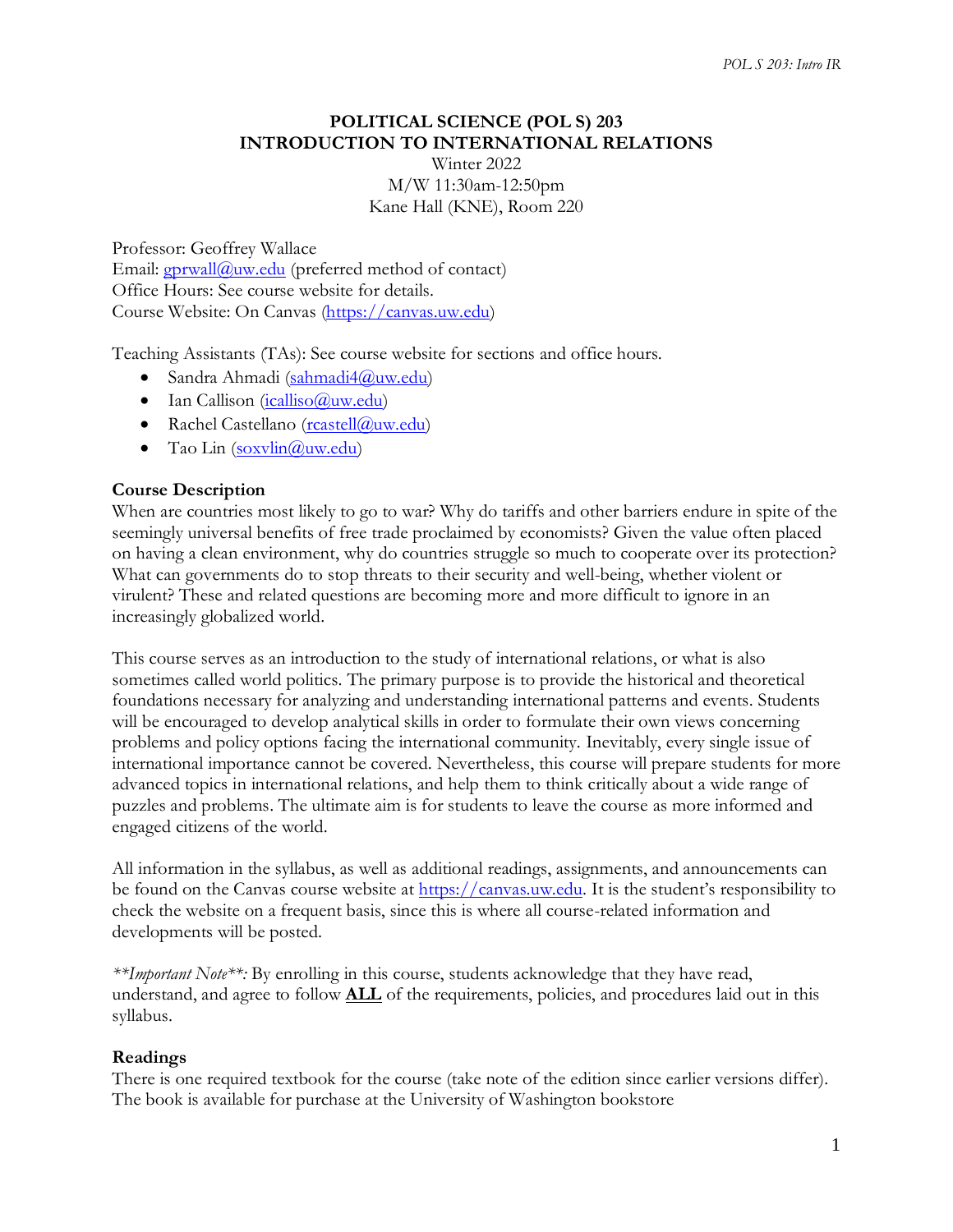# POLITICAL SCIENCE (POL S) 203
# INTRODUCTION TO INTERNATIONAL RELATIONS

Winter 2022
M/W 11:30am-12:50pm
Kane Hall (KNE), Room 220

Professor: Geoffrey Wallace
Email: gprwall@uw.edu (preferred method of contact)
Office Hours: See course website for details.
Course Website: On Canvas (https://canvas.uw.edu)

Teaching Assistants (TAs): See course website for sections and office hours.

- Sandra Ahmadi (sahmadi4@uw.edu)
- Ian Callison (icalliso@uw.edu)
- Rachel Castellano (rcastell@uw.edu)
- Tao Lin (soxvlin@uw.edu)

## Course Description

When are countries most likely to go to war? Why do tariffs and other barriers endure in spite of the seemingly universal benefits of free trade proclaimed by economists? Given the value often placed on having a clean environment, why do countries struggle so much to cooperate over its protection? What can governments do to stop threats to their security and well-being, whether violent or virulent? These and related questions are becoming more and more difficult to ignore in an increasingly globalized world.

This course serves as an introduction to the study of international relations, or what is also sometimes called world politics. The primary purpose is to provide the historical and theoretical foundations necessary for analyzing and understanding international patterns and events. Students will be encouraged to develop analytical skills in order to formulate their own views concerning problems and policy options facing the international community. Inevitably, every single issue of international importance cannot be covered. Nevertheless, this course will prepare students for more advanced topics in international relations, and help them to think critically about a wide range of puzzles and problems. The ultimate aim is for students to leave the course as more informed and engaged citizens of the world.

All information in the syllabus, as well as additional readings, assignments, and announcements can be found on the Canvas course website at https://canvas.uw.edu. It is the student's responsibility to check the website on a frequent basis, since this is where all course-related information and developments will be posted.

*\*\*Important Note\*\*:* By enrolling in this course, students acknowledge that they have read, understand, and agree to follow **ALL** of the requirements, policies, and procedures laid out in this syllabus.

## Readings

There is one required textbook for the course (take note of the edition since earlier versions differ). The book is available for purchase at the University of Washington bookstore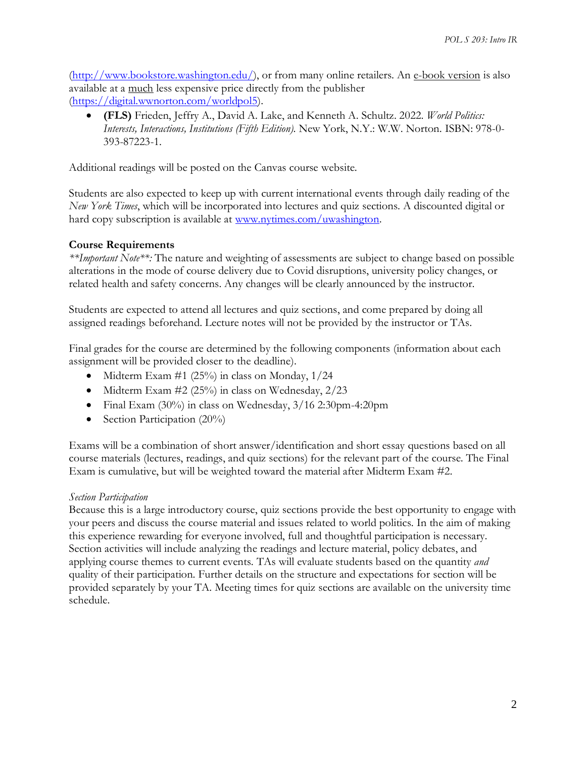(http://www.bookstore.washington.edu/), or from many online retailers. An e-book version is also available at a much less expensive price directly from the publisher (https://digital.wwnorton.com/worldpol5).

- **(FLS)** Frieden, Jeffry A., David A. Lake, and Kenneth A. Schultz. 2022. *World Politics: Interests, Interactions, Institutions (Fifth Edition).* New York, N.Y.: W.W. Norton. ISBN: 978-0-393-87223-1.

Additional readings will be posted on the Canvas course website.

Students are also expected to keep up with current international events through daily reading of the *New York Times*, which will be incorporated into lectures and quiz sections. A discounted digital or hard copy subscription is available at www.nytimes.com/uwashington.

**Course Requirements**

*\*\*Important Note\*\*:* The nature and weighting of assessments are subject to change based on possible alterations in the mode of course delivery due to Covid disruptions, university policy changes, or related health and safety concerns. Any changes will be clearly announced by the instructor.

Students are expected to attend all lectures and quiz sections, and come prepared by doing all assigned readings beforehand. Lecture notes will not be provided by the instructor or TAs.

Final grades for the course are determined by the following components (information about each assignment will be provided closer to the deadline).

- Midterm Exam #1 (25%) in class on Monday, 1/24
- Midterm Exam #2 (25%) in class on Wednesday, 2/23
- Final Exam (30%) in class on Wednesday, 3/16 2:30pm-4:20pm
- Section Participation (20%)

Exams will be a combination of short answer/identification and short essay questions based on all course materials (lectures, readings, and quiz sections) for the relevant part of the course. The Final Exam is cumulative, but will be weighted toward the material after Midterm Exam #2.

*Section Participation*

Because this is a large introductory course, quiz sections provide the best opportunity to engage with your peers and discuss the course material and issues related to world politics. In the aim of making this experience rewarding for everyone involved, full and thoughtful participation is necessary. Section activities will include analyzing the readings and lecture material, policy debates, and applying course themes to current events. TAs will evaluate students based on the quantity *and* quality of their participation. Further details on the structure and expectations for section will be provided separately by your TA. Meeting times for quiz sections are available on the university time schedule.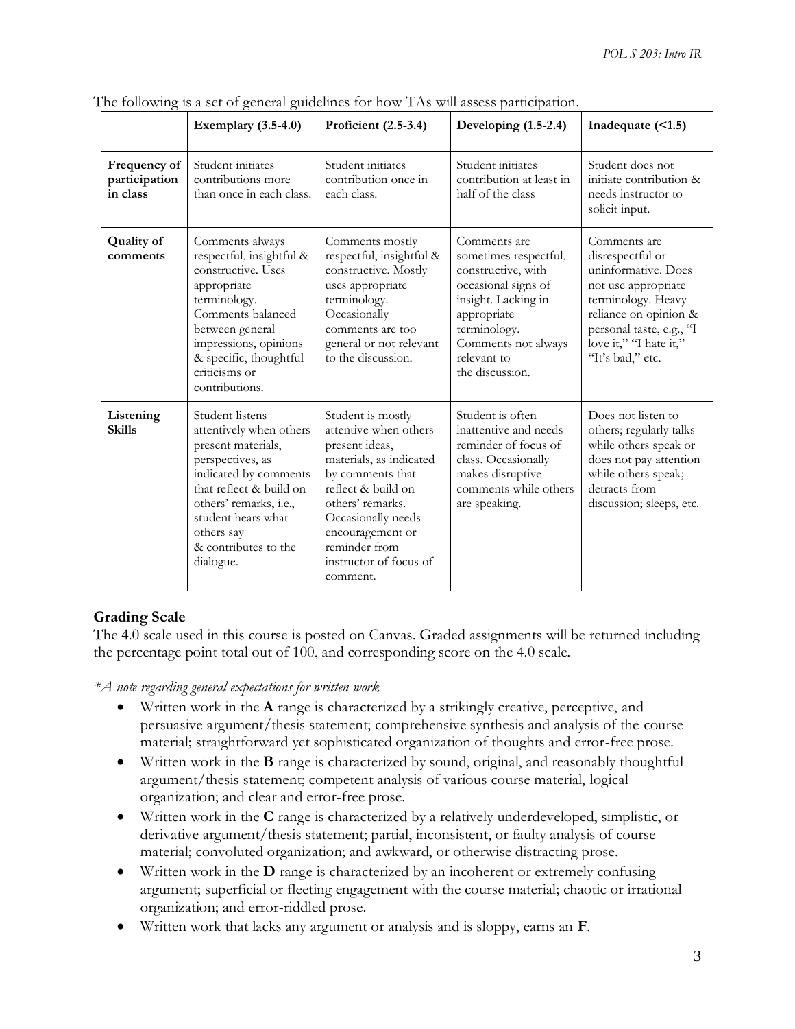The following is a set of general guidelines for how TAs will assess participation.

| | Exemplary (3.5-4.0) | Proficient (2.5-3.4) | Developing (1.5-2.4) | Inadequate (<1.5) |
|---|---|---|---|---|
| **Frequency of participation in class** | Student initiates contributions more than once in each class. | Student initiates contribution once in each class. | Student initiates contribution at least in half of the class | Student does not initiate contribution & needs instructor to solicit input. |
| **Quality of comments** | Comments always respectful, insightful & constructive. Uses appropriate terminology. Comments balanced between general impressions, opinions & specific, thoughtful criticisms or contributions. | Comments mostly respectful, insightful & constructive. Mostly uses appropriate terminology. Occasionally comments are too general or not relevant to the discussion. | Comments are sometimes respectful, constructive, with occasional signs of insight. Lacking in appropriate terminology. Comments not always relevant to the discussion. | Comments are disrespectful or uninformative. Does not use appropriate terminology. Heavy reliance on opinion & personal taste, e.g., "I love it," "I hate it," "It's bad," etc. |
| **Listening Skills** | Student listens attentively when others present materials, perspectives, as indicated by comments that reflect & build on others' remarks, i.e., student hears what others say & contributes to the dialogue. | Student is mostly attentive when others present ideas, materials, as indicated by comments that reflect & build on others' remarks. Occasionally needs encouragement or reminder from instructor of focus of comment. | Student is often inattentive and needs reminder of focus of class. Occasionally makes disruptive comments while others are speaking. | Does not listen to others; regularly talks while others speak or does not pay attention while others speak; detracts from discussion; sleeps, etc. |

### Grading Scale

The 4.0 scale used in this course is posted on Canvas. Graded assignments will be returned including the percentage point total out of 100, and corresponding score on the 4.0 scale.

*\*A note regarding general expectations for written work*

- Written work in the **A** range is characterized by a strikingly creative, perceptive, and persuasive argument/thesis statement; comprehensive synthesis and analysis of the course material; straightforward yet sophisticated organization of thoughts and error-free prose.
- Written work in the **B** range is characterized by sound, original, and reasonably thoughtful argument/thesis statement; competent analysis of various course material, logical organization; and clear and error-free prose.
- Written work in the **C** range is characterized by a relatively underdeveloped, simplistic, or derivative argument/thesis statement; partial, inconsistent, or faulty analysis of course material; convoluted organization; and awkward, or otherwise distracting prose.
- Written work in the **D** range is characterized by an incoherent or extremely confusing argument; superficial or fleeting engagement with the course material; chaotic or irrational organization; and error-riddled prose.
- Written work that lacks any argument or analysis and is sloppy, earns an **F**.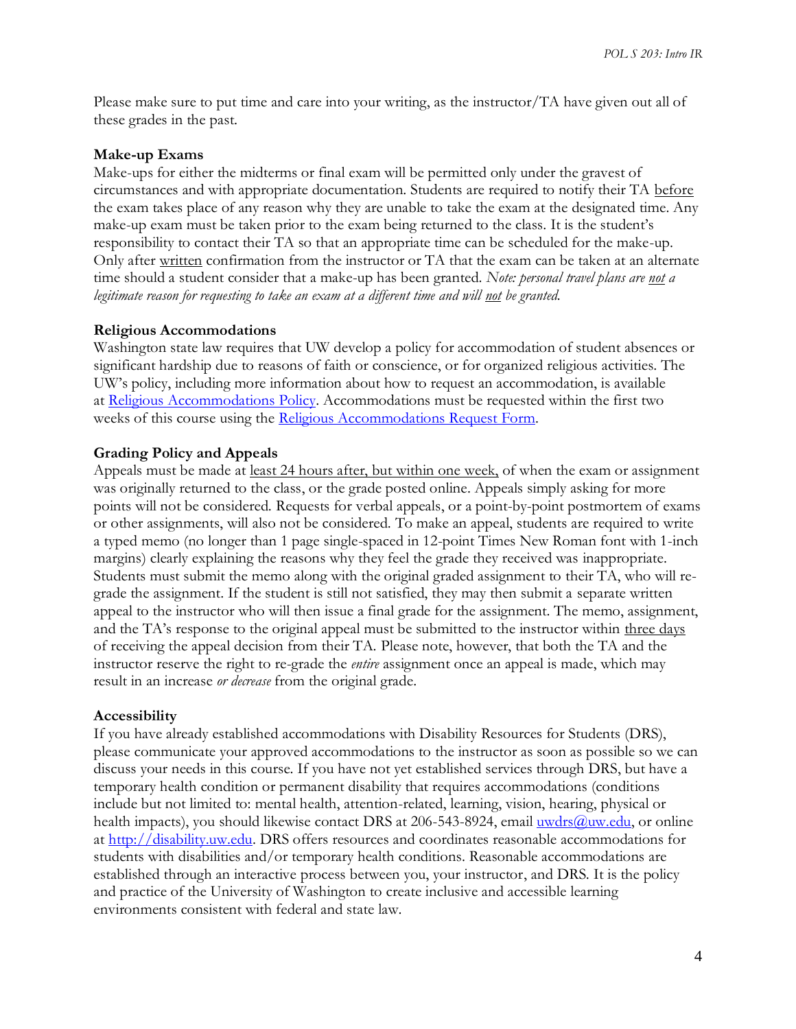Please make sure to put time and care into your writing, as the instructor/TA have given out all of these grades in the past.

### Make-up Exams

Make-ups for either the midterms or final exam will be permitted only under the gravest of circumstances and with appropriate documentation. Students are required to notify their TA before the exam takes place of any reason why they are unable to take the exam at the designated time. Any make-up exam must be taken prior to the exam being returned to the class. It is the student's responsibility to contact their TA so that an appropriate time can be scheduled for the make-up. Only after written confirmation from the instructor or TA that the exam can be taken at an alternate time should a student consider that a make-up has been granted. *Note: personal travel plans are not a legitimate reason for requesting to take an exam at a different time and will not be granted.*

### Religious Accommodations

Washington state law requires that UW develop a policy for accommodation of student absences or significant hardship due to reasons of faith or conscience, or for organized religious activities. The UW's policy, including more information about how to request an accommodation, is available at Religious Accommodations Policy. Accommodations must be requested within the first two weeks of this course using the Religious Accommodations Request Form.

### Grading Policy and Appeals

Appeals must be made at least 24 hours after, but within one week, of when the exam or assignment was originally returned to the class, or the grade posted online. Appeals simply asking for more points will not be considered. Requests for verbal appeals, or a point-by-point postmortem of exams or other assignments, will also not be considered. To make an appeal, students are required to write a typed memo (no longer than 1 page single-spaced in 12-point Times New Roman font with 1-inch margins) clearly explaining the reasons why they feel the grade they received was inappropriate. Students must submit the memo along with the original graded assignment to their TA, who will re-grade the assignment. If the student is still not satisfied, they may then submit a separate written appeal to the instructor who will then issue a final grade for the assignment. The memo, assignment, and the TA's response to the original appeal must be submitted to the instructor within three days of receiving the appeal decision from their TA. Please note, however, that both the TA and the instructor reserve the right to re-grade the *entire* assignment once an appeal is made, which may result in an increase *or decrease* from the original grade.

### Accessibility

If you have already established accommodations with Disability Resources for Students (DRS), please communicate your approved accommodations to the instructor as soon as possible so we can discuss your needs in this course. If you have not yet established services through DRS, but have a temporary health condition or permanent disability that requires accommodations (conditions include but not limited to: mental health, attention-related, learning, vision, hearing, physical or health impacts), you should likewise contact DRS at 206-543-8924, email uwdrs@uw.edu, or online at http://disability.uw.edu. DRS offers resources and coordinates reasonable accommodations for students with disabilities and/or temporary health conditions. Reasonable accommodations are established through an interactive process between you, your instructor, and DRS. It is the policy and practice of the University of Washington to create inclusive and accessible learning environments consistent with federal and state law.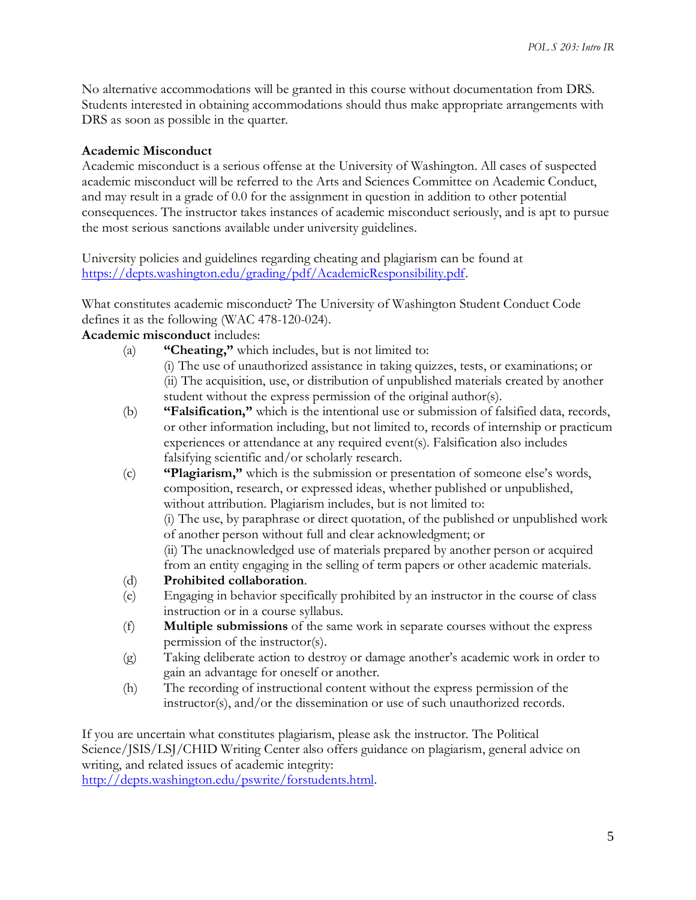No alternative accommodations will be granted in this course without documentation from DRS. Students interested in obtaining accommodations should thus make appropriate arrangements with DRS as soon as possible in the quarter.

**Academic Misconduct**

Academic misconduct is a serious offense at the University of Washington. All cases of suspected academic misconduct will be referred to the Arts and Sciences Committee on Academic Conduct, and may result in a grade of 0.0 for the assignment in question in addition to other potential consequences. The instructor takes instances of academic misconduct seriously, and is apt to pursue the most serious sanctions available under university guidelines.

University policies and guidelines regarding cheating and plagiarism can be found at [https://depts.washington.edu/grading/pdf/AcademicResponsibility.pdf](https://depts.washington.edu/grading/pdf/AcademicResponsibility.pdf).

What constitutes academic misconduct? The University of Washington Student Conduct Code defines it as the following (WAC 478-120-024).

**Academic misconduct** includes:

(a) **"Cheating,"** which includes, but is not limited to:
(i) The use of unauthorized assistance in taking quizzes, tests, or examinations; or
(ii) The acquisition, use, or distribution of unpublished materials created by another student without the express permission of the original author(s).

(b) **"Falsification,"** which is the intentional use or submission of falsified data, records, or other information including, but not limited to, records of internship or practicum experiences or attendance at any required event(s). Falsification also includes falsifying scientific and/or scholarly research.

(c) **"Plagiarism,"** which is the submission or presentation of someone else's words, composition, research, or expressed ideas, whether published or unpublished, without attribution. Plagiarism includes, but is not limited to:
(i) The use, by paraphrase or direct quotation, of the published or unpublished work of another person without full and clear acknowledgment; or
(ii) The unacknowledged use of materials prepared by another person or acquired from an entity engaging in the selling of term papers or other academic materials.

(d) **Prohibited collaboration**.

(e) Engaging in behavior specifically prohibited by an instructor in the course of class instruction or in a course syllabus.

(f) **Multiple submissions** of the same work in separate courses without the express permission of the instructor(s).

(g) Taking deliberate action to destroy or damage another's academic work in order to gain an advantage for oneself or another.

(h) The recording of instructional content without the express permission of the instructor(s), and/or the dissemination or use of such unauthorized records.

If you are uncertain what constitutes plagiarism, please ask the instructor. The Political Science/JSIS/LSJ/CHID Writing Center also offers guidance on plagiarism, general advice on writing, and related issues of academic integrity: [http://depts.washington.edu/pswrite/forstudents.html](http://depts.washington.edu/pswrite/forstudents.html).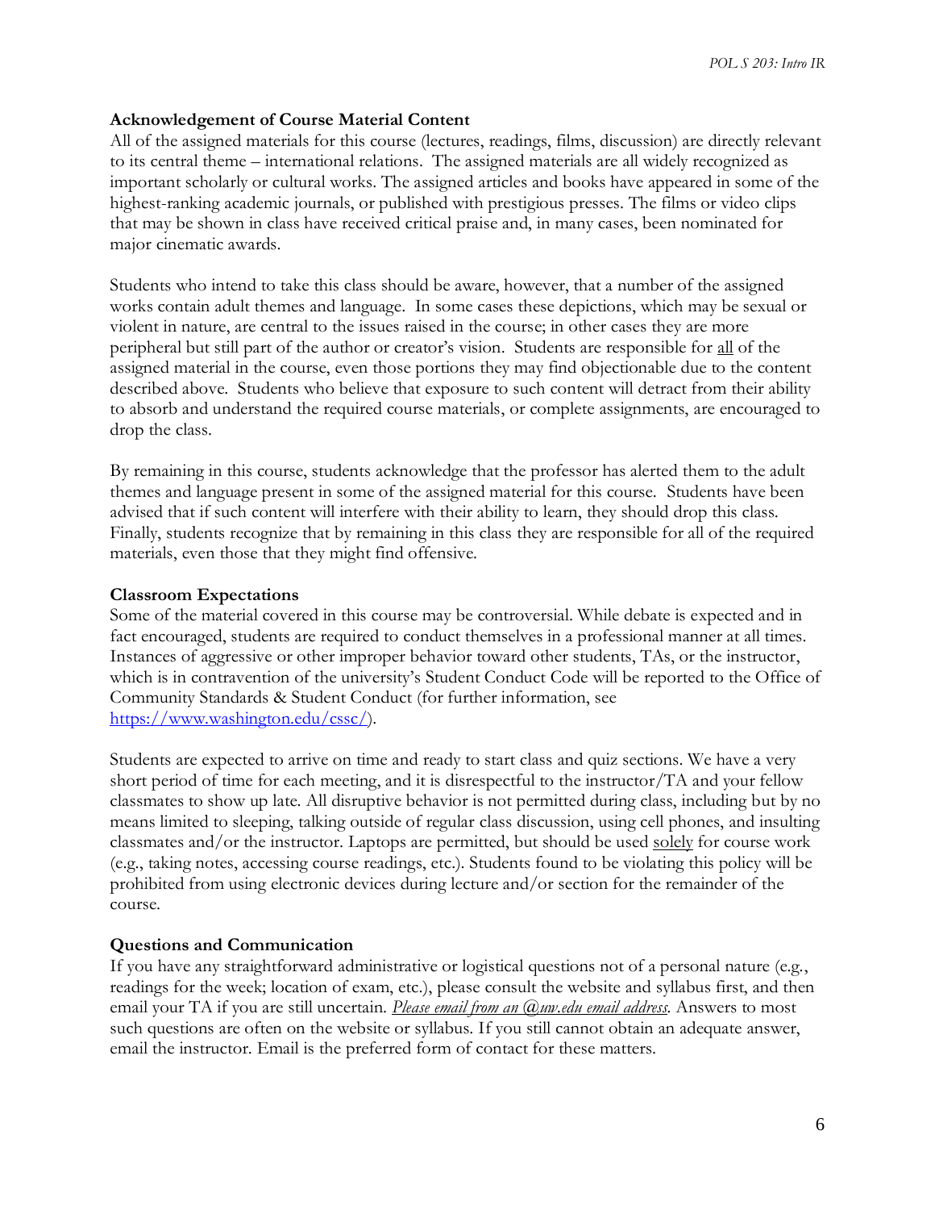**Acknowledgement of Course Material Content**

All of the assigned materials for this course (lectures, readings, films, discussion) are directly relevant to its central theme – international relations. The assigned materials are all widely recognized as important scholarly or cultural works. The assigned articles and books have appeared in some of the highest-ranking academic journals, or published with prestigious presses. The films or video clips that may be shown in class have received critical praise and, in many cases, been nominated for major cinematic awards.

Students who intend to take this class should be aware, however, that a number of the assigned works contain adult themes and language. In some cases these depictions, which may be sexual or violent in nature, are central to the issues raised in the course; in other cases they are more peripheral but still part of the author or creator's vision. Students are responsible for <u>all</u> of the assigned material in the course, even those portions they may find objectionable due to the content described above. Students who believe that exposure to such content will detract from their ability to absorb and understand the required course materials, or complete assignments, are encouraged to drop the class.

By remaining in this course, students acknowledge that the professor has alerted them to the adult themes and language present in some of the assigned material for this course. Students have been advised that if such content will interfere with their ability to learn, they should drop this class. Finally, students recognize that by remaining in this class they are responsible for all of the required materials, even those that they might find offensive.

**Classroom Expectations**

Some of the material covered in this course may be controversial. While debate is expected and in fact encouraged, students are required to conduct themselves in a professional manner at all times. Instances of aggressive or other improper behavior toward other students, TAs, or the instructor, which is in contravention of the university's Student Conduct Code will be reported to the Office of Community Standards & Student Conduct (for further information, see https://www.washington.edu/cssc/).

Students are expected to arrive on time and ready to start class and quiz sections. We have a very short period of time for each meeting, and it is disrespectful to the instructor/TA and your fellow classmates to show up late. All disruptive behavior is not permitted during class, including but by no means limited to sleeping, talking outside of regular class discussion, using cell phones, and insulting classmates and/or the instructor. Laptops are permitted, but should be used <u>solely</u> for course work (e.g., taking notes, accessing course readings, etc.). Students found to be violating this policy will be prohibited from using electronic devices during lecture and/or section for the remainder of the course.

**Questions and Communication**

If you have any straightforward administrative or logistical questions not of a personal nature (e.g., readings for the week; location of exam, etc.), please consult the website and syllabus first, and then email your TA if you are still uncertain. <u>*Please email from an @uw.edu email address.*</u> Answers to most such questions are often on the website or syllabus. If you still cannot obtain an adequate answer, email the instructor. Email is the preferred form of contact for these matters.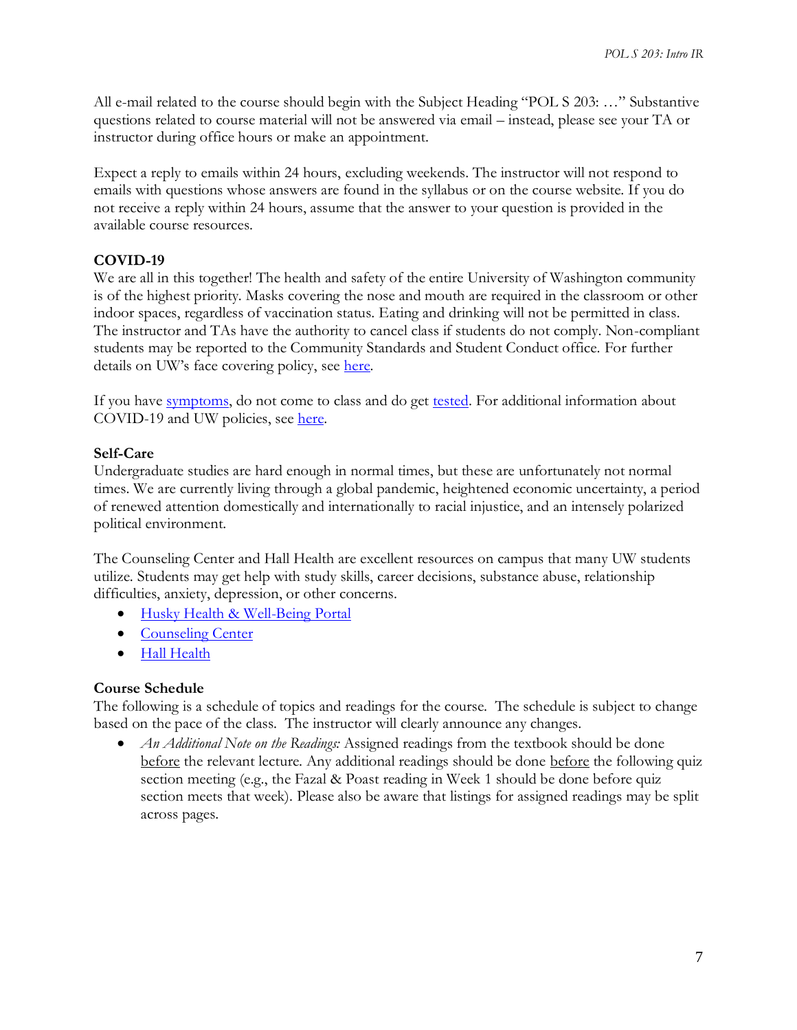All e-mail related to the course should begin with the Subject Heading "POL S 203: …" Substantive questions related to course material will not be answered via email – instead, please see your TA or instructor during office hours or make an appointment.

Expect a reply to emails within 24 hours, excluding weekends. The instructor will not respond to emails with questions whose answers are found in the syllabus or on the course website. If you do not receive a reply within 24 hours, assume that the answer to your question is provided in the available course resources.

**COVID-19**

We are all in this together! The health and safety of the entire University of Washington community is of the highest priority. Masks covering the nose and mouth are required in the classroom or other indoor spaces, regardless of vaccination status. Eating and drinking will not be permitted in class. The instructor and TAs have the authority to cancel class if students do not comply. Non-compliant students may be reported to the Community Standards and Student Conduct office. For further details on UW's face covering policy, see here.

If you have symptoms, do not come to class and do get tested. For additional information about COVID-19 and UW policies, see here.

**Self-Care**

Undergraduate studies are hard enough in normal times, but these are unfortunately not normal times. We are currently living through a global pandemic, heightened economic uncertainty, a period of renewed attention domestically and internationally to racial injustice, and an intensely polarized political environment.

The Counseling Center and Hall Health are excellent resources on campus that many UW students utilize. Students may get help with study skills, career decisions, substance abuse, relationship difficulties, anxiety, depression, or other concerns.

- Husky Health & Well-Being Portal
- Counseling Center
- Hall Health

**Course Schedule**

The following is a schedule of topics and readings for the course. The schedule is subject to change based on the pace of the class. The instructor will clearly announce any changes.

- *An Additional Note on the Readings:* Assigned readings from the textbook should be done before the relevant lecture. Any additional readings should be done before the following quiz section meeting (e.g., the Fazal & Poast reading in Week 1 should be done before quiz section meets that week). Please also be aware that listings for assigned readings may be split across pages.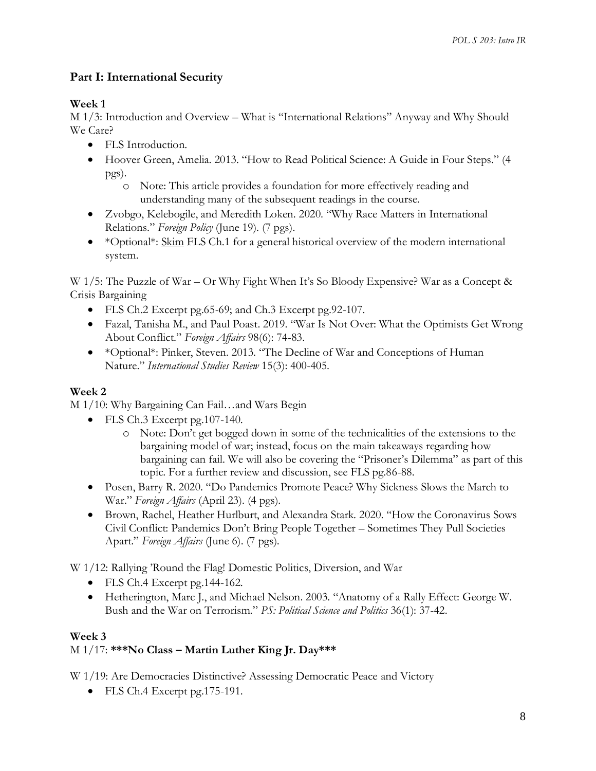## Part I: International Security

### Week 1

M 1/3: Introduction and Overview – What is "International Relations" Anyway and Why Should We Care?

- FLS Introduction.
- Hoover Green, Amelia. 2013. "How to Read Political Science: A Guide in Four Steps." (4 pgs).
  - Note: This article provides a foundation for more effectively reading and understanding many of the subsequent readings in the course.
- Zvobgo, Kelebogile, and Meredith Loken. 2020. "Why Race Matters in International Relations." *Foreign Policy* (June 19). (7 pgs).
- *Optional*: Skim FLS Ch.1 for a general historical overview of the modern international system.

W 1/5: The Puzzle of War – Or Why Fight When It's So Bloody Expensive? War as a Concept & Crisis Bargaining

- FLS Ch.2 Excerpt pg.65-69; and Ch.3 Excerpt pg.92-107.
- Fazal, Tanisha M., and Paul Poast. 2019. "War Is Not Over: What the Optimists Get Wrong About Conflict." *Foreign Affairs* 98(6): 74-83.
- *Optional*: Pinker, Steven. 2013. "The Decline of War and Conceptions of Human Nature." *International Studies Review* 15(3): 400-405.

### Week 2

M 1/10: Why Bargaining Can Fail…and Wars Begin

- FLS Ch.3 Excerpt pg.107-140.
  - Note: Don't get bogged down in some of the technicalities of the extensions to the bargaining model of war; instead, focus on the main takeaways regarding how bargaining can fail. We will also be covering the "Prisoner's Dilemma" as part of this topic. For a further review and discussion, see FLS pg.86-88.
- Posen, Barry R. 2020. "Do Pandemics Promote Peace? Why Sickness Slows the March to War." *Foreign Affairs* (April 23). (4 pgs).
- Brown, Rachel, Heather Hurlburt, and Alexandra Stark. 2020. "How the Coronavirus Sows Civil Conflict: Pandemics Don't Bring People Together – Sometimes They Pull Societies Apart." *Foreign Affairs* (June 6). (7 pgs).

W 1/12: Rallying 'Round the Flag! Domestic Politics, Diversion, and War

- FLS Ch.4 Excerpt pg.144-162.
- Hetherington, Marc J., and Michael Nelson. 2003. "Anatomy of a Rally Effect: George W. Bush and the War on Terrorism." *PS: Political Science and Politics* 36(1): 37-42.

### Week 3

M 1/17: **\*\*\*No Class – Martin Luther King Jr. Day\*\*\***

W 1/19: Are Democracies Distinctive? Assessing Democratic Peace and Victory

- FLS Ch.4 Excerpt pg.175-191.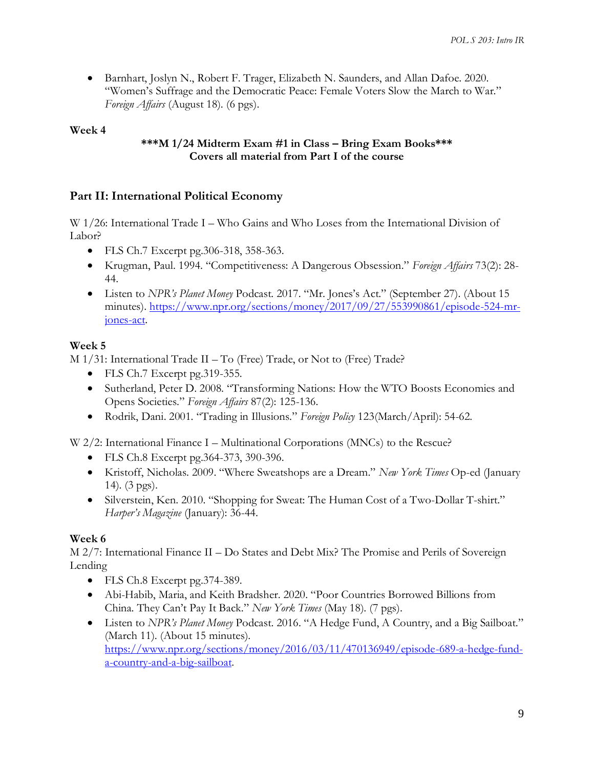- Barnhart, Joslyn N., Robert F. Trager, Elizabeth N. Saunders, and Allan Dafoe. 2020. "Women's Suffrage and the Democratic Peace: Female Voters Slow the March to War." *Foreign Affairs* (August 18). (6 pgs).

**Week 4**

**\*\*\*M 1/24 Midterm Exam #1 in Class – Bring Exam Books\*\*\***
**Covers all material from Part I of the course**

## Part II: International Political Economy

W 1/26: International Trade I – Who Gains and Who Loses from the International Division of Labor?

- FLS Ch.7 Excerpt pg.306-318, 358-363.
- Krugman, Paul. 1994. "Competitiveness: A Dangerous Obsession." *Foreign Affairs* 73(2): 28-44.
- Listen to *NPR's Planet Money* Podcast. 2017. "Mr. Jones's Act." (September 27). (About 15 minutes). https://www.npr.org/sections/money/2017/09/27/553990861/episode-524-mr-jones-act.

**Week 5**

M 1/31: International Trade II – To (Free) Trade, or Not to (Free) Trade?

- FLS Ch.7 Excerpt pg.319-355.
- Sutherland, Peter D. 2008. "Transforming Nations: How the WTO Boosts Economies and Opens Societies." *Foreign Affairs* 87(2): 125-136.
- Rodrik, Dani. 2001. "Trading in Illusions." *Foreign Policy* 123(March/April): 54-62.

W 2/2: International Finance I – Multinational Corporations (MNCs) to the Rescue?

- FLS Ch.8 Excerpt pg.364-373, 390-396.
- Kristoff, Nicholas. 2009. "Where Sweatshops are a Dream." *New York Times* Op-ed (January 14). (3 pgs).
- Silverstein, Ken. 2010. "Shopping for Sweat: The Human Cost of a Two-Dollar T-shirt." *Harper's Magazine* (January): 36-44.

**Week 6**

M 2/7: International Finance II – Do States and Debt Mix? The Promise and Perils of Sovereign Lending

- FLS Ch.8 Excerpt pg.374-389.
- Abi-Habib, Maria, and Keith Bradsher. 2020. "Poor Countries Borrowed Billions from China. They Can't Pay It Back." *New York Times* (May 18). (7 pgs).
- Listen to *NPR's Planet Money* Podcast. 2016. "A Hedge Fund, A Country, and a Big Sailboat." (March 11). (About 15 minutes). https://www.npr.org/sections/money/2016/03/11/470136949/episode-689-a-hedge-fund-a-country-and-a-big-sailboat.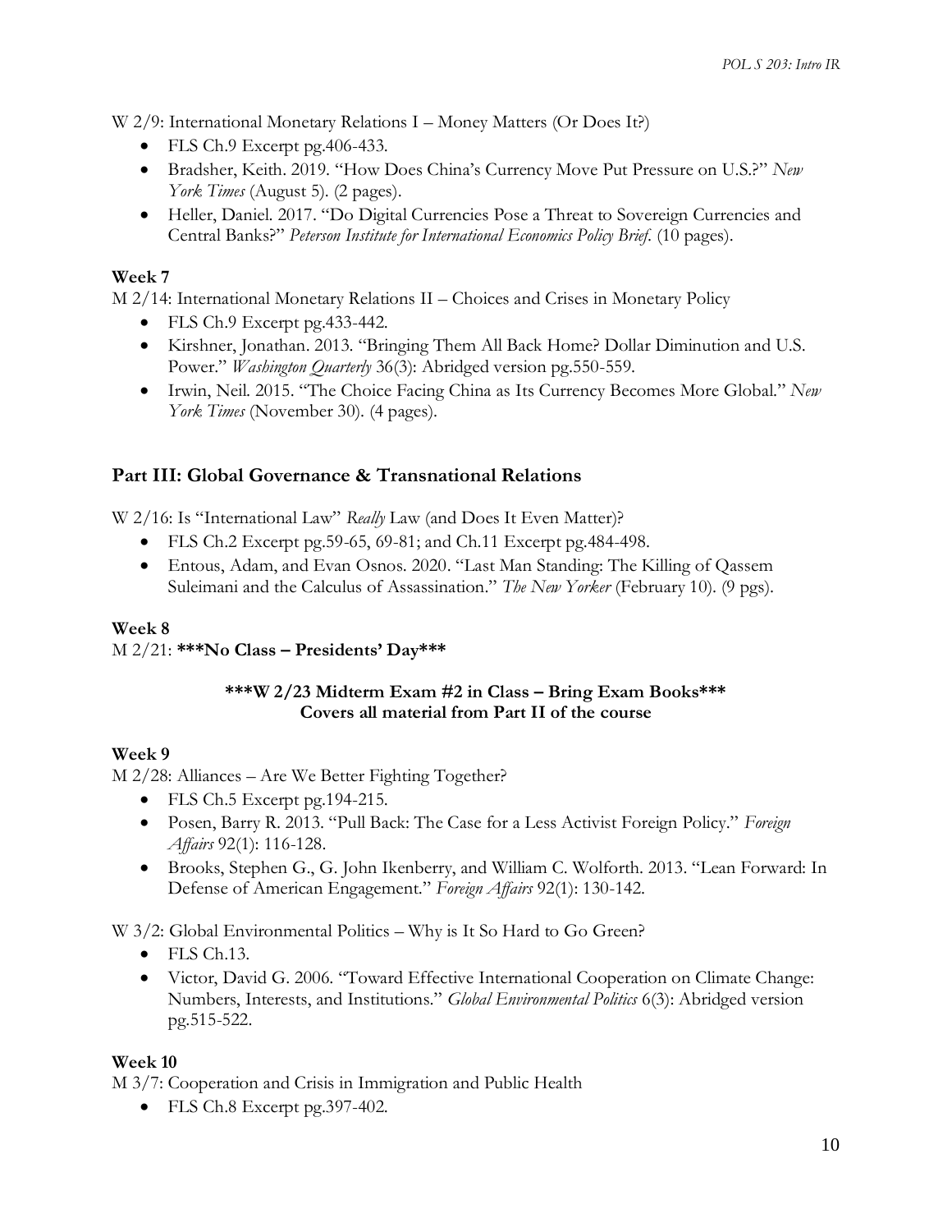W 2/9: International Monetary Relations I – Money Matters (Or Does It?)

- FLS Ch.9 Excerpt pg.406-433.
- Bradsher, Keith. 2019. "How Does China's Currency Move Put Pressure on U.S.?" *New York Times* (August 5). (2 pages).
- Heller, Daniel. 2017. "Do Digital Currencies Pose a Threat to Sovereign Currencies and Central Banks?" *Peterson Institute for International Economics Policy Brief.* (10 pages).

**Week 7**

M 2/14: International Monetary Relations II – Choices and Crises in Monetary Policy

- FLS Ch.9 Excerpt pg.433-442.
- Kirshner, Jonathan. 2013. "Bringing Them All Back Home? Dollar Diminution and U.S. Power." *Washington Quarterly* 36(3): Abridged version pg.550-559.
- Irwin, Neil. 2015. "The Choice Facing China as Its Currency Becomes More Global." *New York Times* (November 30). (4 pages).

## Part III: Global Governance & Transnational Relations

W 2/16: Is "International Law" *Really* Law (and Does It Even Matter)?

- FLS Ch.2 Excerpt pg.59-65, 69-81; and Ch.11 Excerpt pg.484-498.
- Entous, Adam, and Evan Osnos. 2020. "Last Man Standing: The Killing of Qassem Suleimani and the Calculus of Assassination." *The New Yorker* (February 10). (9 pgs).

**Week 8**

M 2/21: **\*\*\*No Class – Presidents' Day\*\*\***

**\*\*\*W 2/23 Midterm Exam #2 in Class – Bring Exam Books\*\*\***
**Covers all material from Part II of the course**

**Week 9**

M 2/28: Alliances – Are We Better Fighting Together?

- FLS Ch.5 Excerpt pg.194-215.
- Posen, Barry R. 2013. "Pull Back: The Case for a Less Activist Foreign Policy." *Foreign Affairs* 92(1): 116-128.
- Brooks, Stephen G., G. John Ikenberry, and William C. Wolforth. 2013. "Lean Forward: In Defense of American Engagement." *Foreign Affairs* 92(1): 130-142.

W 3/2: Global Environmental Politics – Why is It So Hard to Go Green?

- FLS Ch.13.
- Victor, David G. 2006. "Toward Effective International Cooperation on Climate Change: Numbers, Interests, and Institutions." *Global Environmental Politics* 6(3): Abridged version pg.515-522.

**Week 10**

M 3/7: Cooperation and Crisis in Immigration and Public Health

- FLS Ch.8 Excerpt pg.397-402.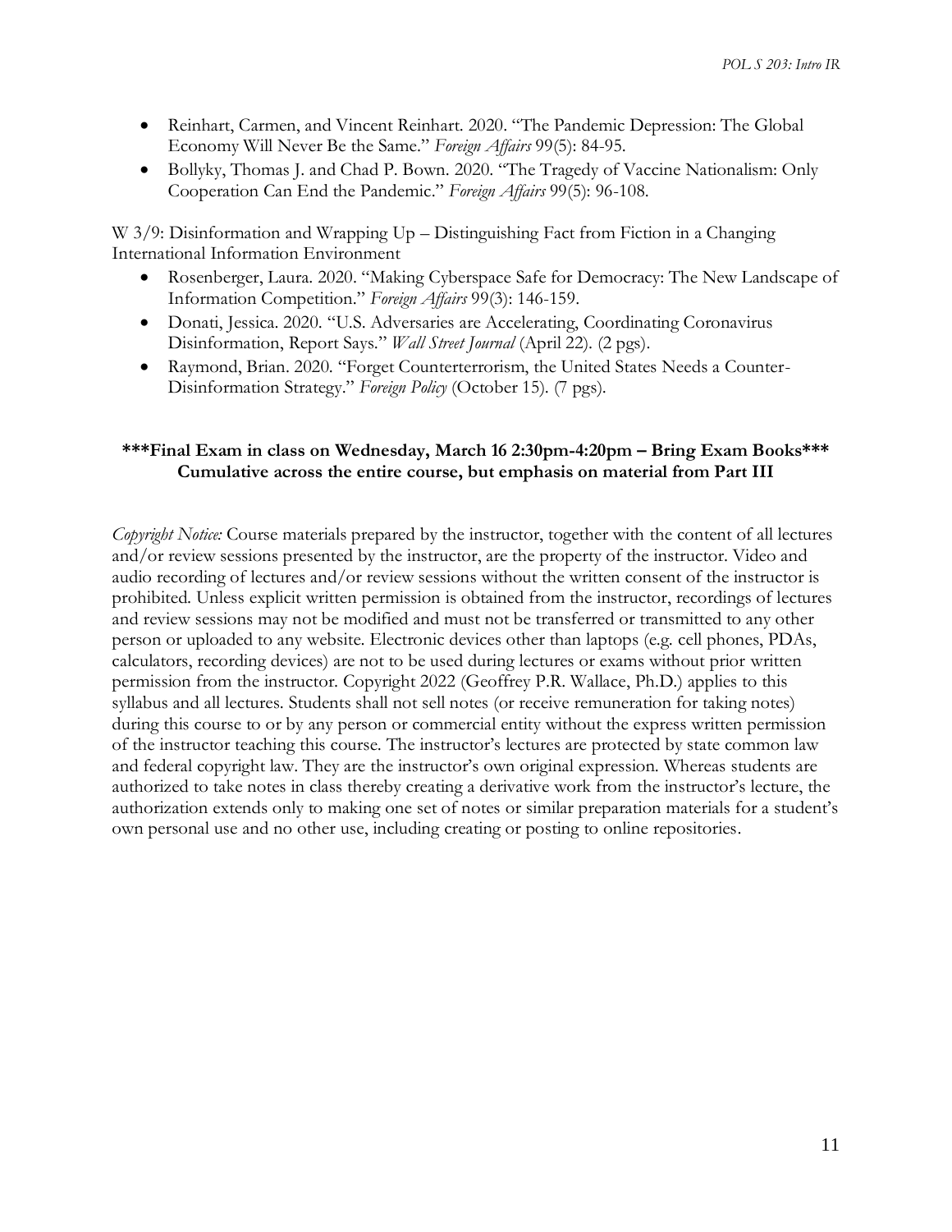- Reinhart, Carmen, and Vincent Reinhart. 2020. "The Pandemic Depression: The Global Economy Will Never Be the Same." *Foreign Affairs* 99(5): 84-95.
- Bollyky, Thomas J. and Chad P. Bown. 2020. "The Tragedy of Vaccine Nationalism: Only Cooperation Can End the Pandemic." *Foreign Affairs* 99(5): 96-108.

W 3/9: Disinformation and Wrapping Up – Distinguishing Fact from Fiction in a Changing International Information Environment

- Rosenberger, Laura. 2020. "Making Cyberspace Safe for Democracy: The New Landscape of Information Competition." *Foreign Affairs* 99(3): 146-159.
- Donati, Jessica. 2020. "U.S. Adversaries are Accelerating, Coordinating Coronavirus Disinformation, Report Says." *Wall Street Journal* (April 22). (2 pgs).
- Raymond, Brian. 2020. "Forget Counterterrorism, the United States Needs a Counter-Disinformation Strategy." *Foreign Policy* (October 15). (7 pgs).

**\*\*\*Final Exam in class on Wednesday, March 16 2:30pm-4:20pm – Bring Exam Books\*\*\***
**Cumulative across the entire course, but emphasis on material from Part III**

*Copyright Notice:* Course materials prepared by the instructor, together with the content of all lectures and/or review sessions presented by the instructor, are the property of the instructor. Video and audio recording of lectures and/or review sessions without the written consent of the instructor is prohibited. Unless explicit written permission is obtained from the instructor, recordings of lectures and review sessions may not be modified and must not be transferred or transmitted to any other person or uploaded to any website. Electronic devices other than laptops (e.g. cell phones, PDAs, calculators, recording devices) are not to be used during lectures or exams without prior written permission from the instructor. Copyright 2022 (Geoffrey P.R. Wallace, Ph.D.) applies to this syllabus and all lectures. Students shall not sell notes (or receive remuneration for taking notes) during this course to or by any person or commercial entity without the express written permission of the instructor teaching this course. The instructor's lectures are protected by state common law and federal copyright law. They are the instructor's own original expression. Whereas students are authorized to take notes in class thereby creating a derivative work from the instructor's lecture, the authorization extends only to making one set of notes or similar preparation materials for a student's own personal use and no other use, including creating or posting to online repositories.